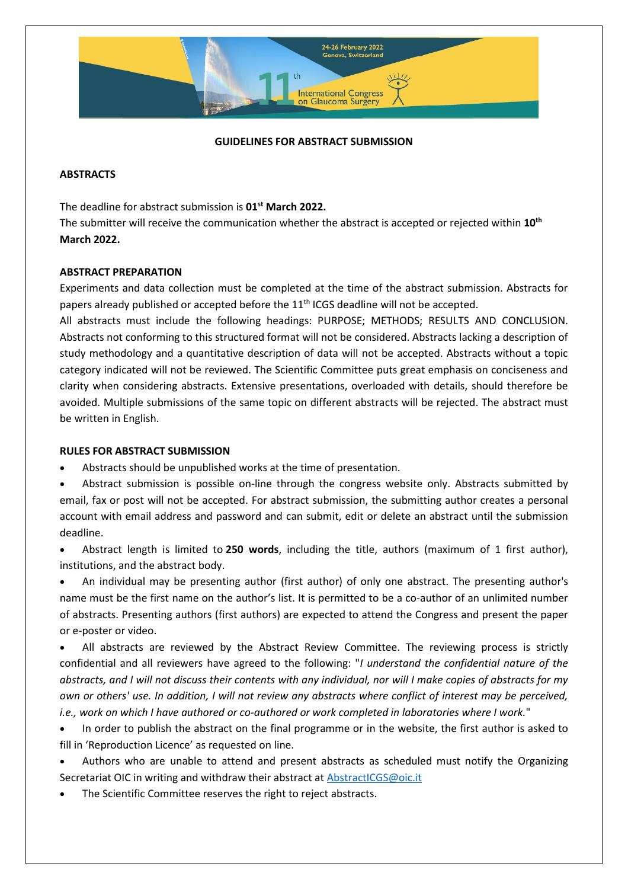24-26 February 2022
Geneva, Switzerland

11th International Congress on Glaucoma Surgery

## GUIDELINES FOR ABSTRACT SUBMISSION

### ABSTRACTS

The deadline for abstract submission is **01st March 2022.**
The submitter will receive the communication whether the abstract is accepted or rejected within **10th March 2022.**

### ABSTRACT PREPARATION

Experiments and data collection must be completed at the time of the abstract submission. Abstracts for papers already published or accepted before the 11th ICGS deadline will not be accepted.
All abstracts must include the following headings: PURPOSE; METHODS; RESULTS AND CONCLUSION. Abstracts not conforming to this structured format will not be considered. Abstracts lacking a description of study methodology and a quantitative description of data will not be accepted. Abstracts without a topic category indicated will not be reviewed. The Scientific Committee puts great emphasis on conciseness and clarity when considering abstracts. Extensive presentations, overloaded with details, should therefore be avoided. Multiple submissions of the same topic on different abstracts will be rejected. The abstract must be written in English.

### RULES FOR ABSTRACT SUBMISSION

- Abstracts should be unpublished works at the time of presentation.
- Abstract submission is possible on-line through the congress website only. Abstracts submitted by email, fax or post will not be accepted. For abstract submission, the submitting author creates a personal account with email address and password and can submit, edit or delete an abstract until the submission deadline.
- Abstract length is limited to **250 words**, including the title, authors (maximum of 1 first author), institutions, and the abstract body.
- An individual may be presenting author (first author) of only one abstract. The presenting author's name must be the first name on the author's list. It is permitted to be a co-author of an unlimited number of abstracts. Presenting authors (first authors) are expected to attend the Congress and present the paper or e-poster or video.
- All abstracts are reviewed by the Abstract Review Committee. The reviewing process is strictly confidential and all reviewers have agreed to the following: "*I understand the confidential nature of the abstracts, and I will not discuss their contents with any individual, nor will I make copies of abstracts for my own or others' use. In addition, I will not review any abstracts where conflict of interest may be perceived, i.e., work on which I have authored or co-authored or work completed in laboratories where I work.*"
- In order to publish the abstract on the final programme or in the website, the first author is asked to fill in 'Reproduction Licence' as requested on line.
- Authors who are unable to attend and present abstracts as scheduled must notify the Organizing Secretariat OIC in writing and withdraw their abstract at AbstractICGS@oic.it
- The Scientific Committee reserves the right to reject abstracts.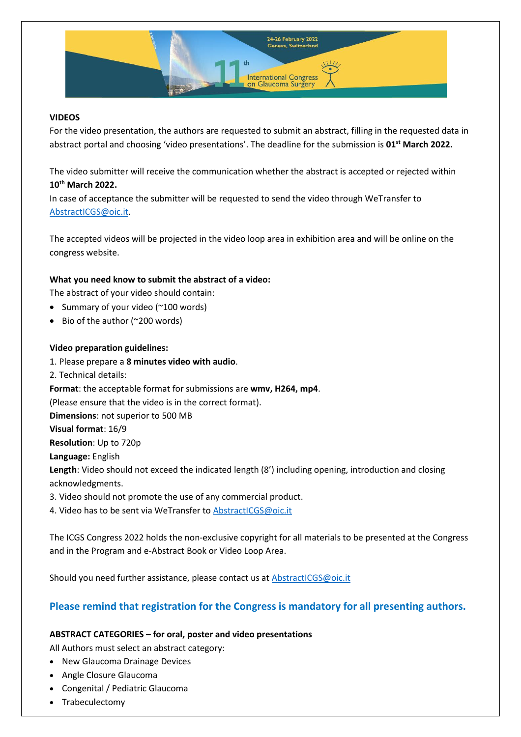**VIDEOS**

For the video presentation, the authors are requested to submit an abstract, filling in the requested data in abstract portal and choosing 'video presentations'. The deadline for the submission is **01st March 2022.**

The video submitter will receive the communication whether the abstract is accepted or rejected within **10th March 2022.**

In case of acceptance the submitter will be requested to send the video through WeTransfer to AbstractICGS@oic.it.

The accepted videos will be projected in the video loop area in exhibition area and will be online on the congress website.

**What you need know to submit the abstract of a video:**

The abstract of your video should contain:

- Summary of your video (~100 words)
- Bio of the author (~200 words)

**Video preparation guidelines:**

1. Please prepare a **8 minutes video with audio**.
2. Technical details:

**Format**: the acceptable format for submissions are **wmv, H264, mp4**.

(Please ensure that the video is in the correct format).

**Dimensions**: not superior to 500 MB

**Visual format**: 16/9

**Resolution**: Up to 720p

**Language:** English

**Length**: Video should not exceed the indicated length (8') including opening, introduction and closing acknowledgments.

3. Video should not promote the use of any commercial product.
4. Video has to be sent via WeTransfer to AbstractICGS@oic.it

The ICGS Congress 2022 holds the non-exclusive copyright for all materials to be presented at the Congress and in the Program and e-Abstract Book or Video Loop Area.

Should you need further assistance, please contact us at AbstractICGS@oic.it

**Please remind that registration for the Congress is mandatory for all presenting authors.**

**ABSTRACT CATEGORIES – for oral, poster and video presentations**

All Authors must select an abstract category:

- New Glaucoma Drainage Devices
- Angle Closure Glaucoma
- Congenital / Pediatric Glaucoma
- Trabeculectomy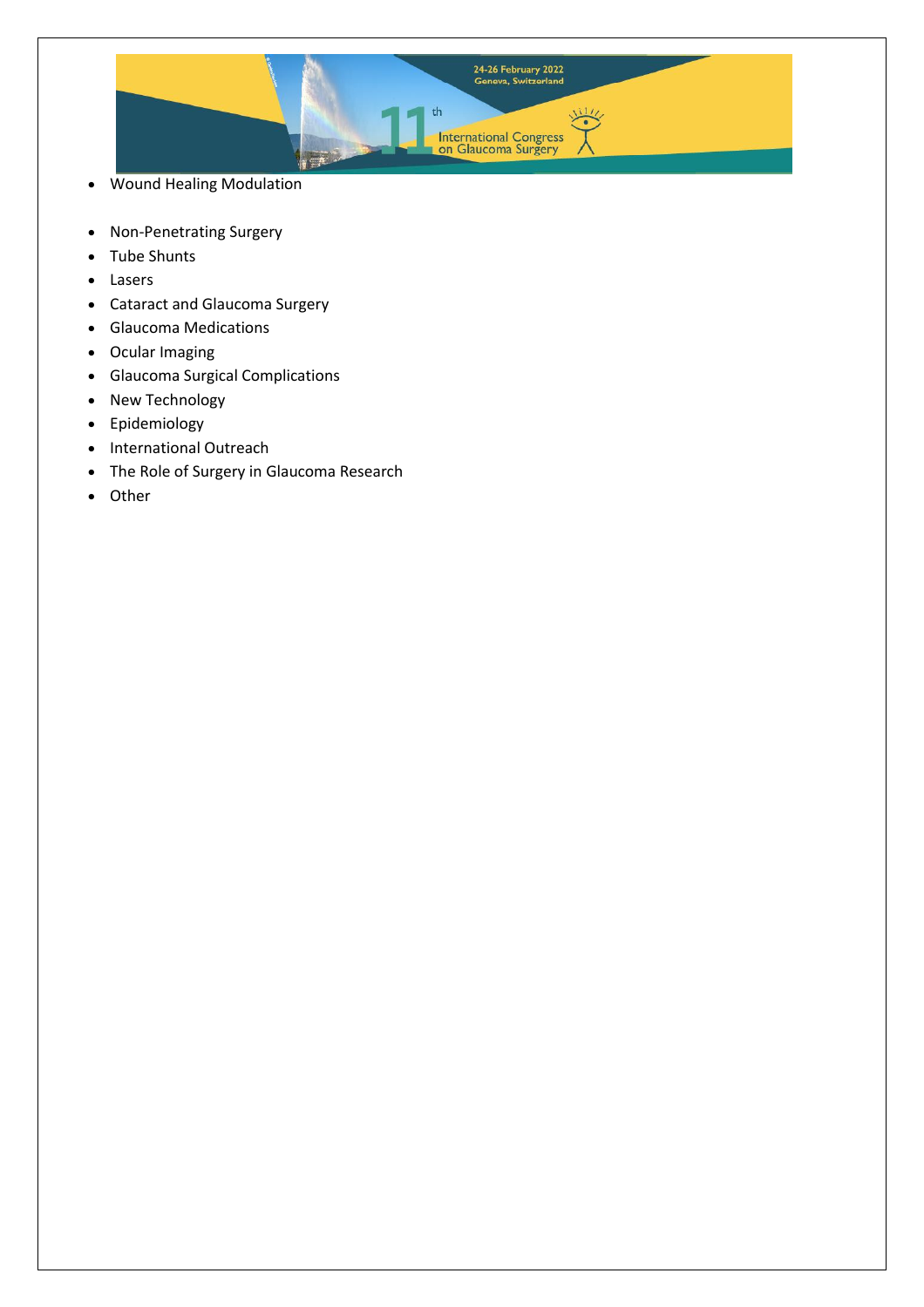- Wound Healing Modulation
- Non-Penetrating Surgery
- Tube Shunts
- Lasers
- Cataract and Glaucoma Surgery
- Glaucoma Medications
- Ocular Imaging
- Glaucoma Surgical Complications
- New Technology
- Epidemiology
- International Outreach
- The Role of Surgery in Glaucoma Research
- Other